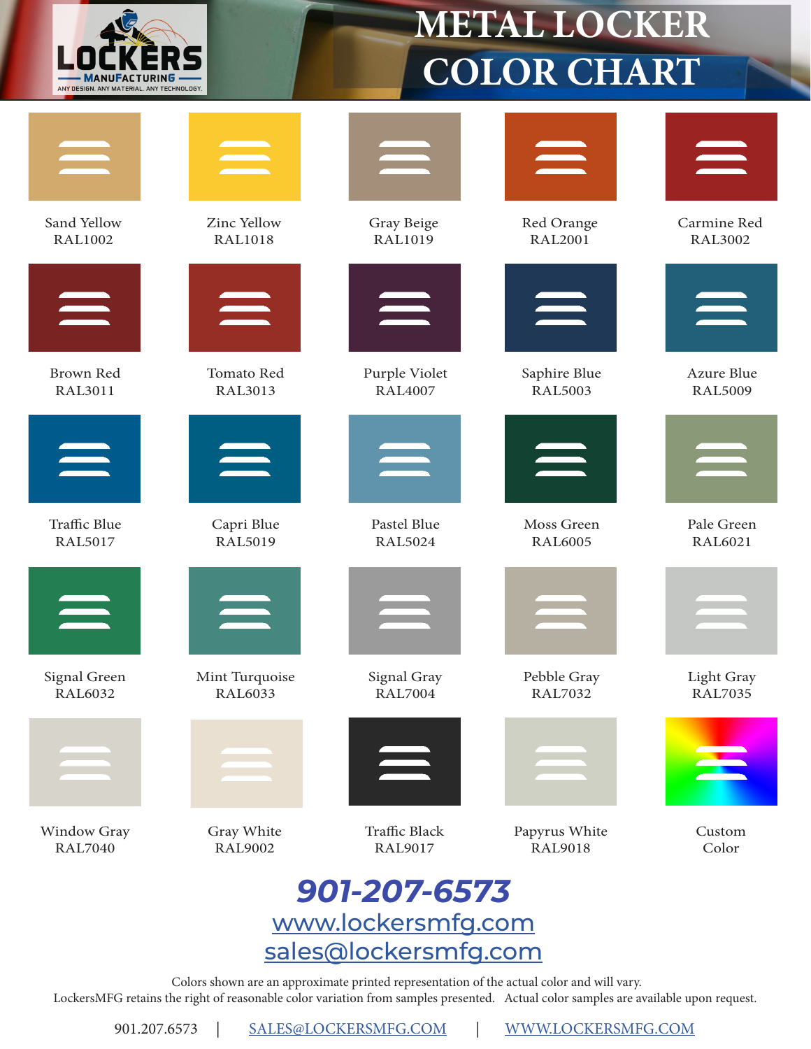# METAL LOCKER COLOR CHART

LOCKERS MANUFACTURING — ANY DESIGN. ANY MATERIAL. ANY TECHNOLOGY.

| | | | | |
|---|---|---|---|---|
| Sand Yellow RAL1002 | Zinc Yellow RAL1018 | Gray Beige RAL1019 | Red Orange RAL2001 | Carmine Red RAL3002 |
| Brown Red RAL3011 | Tomato Red RAL3013 | Purple Violet RAL4007 | Saphire Blue RAL5003 | Azure Blue RAL5009 |
| Traffic Blue RAL5017 | Capri Blue RAL5019 | Pastel Blue RAL5024 | Moss Green RAL6005 | Pale Green RAL6021 |
| Signal Green RAL6032 | Mint Turquoise RAL6033 | Signal Gray RAL7004 | Pebble Gray RAL7032 | Light Gray RAL7035 |
| Window Gray RAL7040 | Gray White RAL9002 | Traffic Black RAL9017 | Papyrus White RAL9018 | Custom Color |

**901-207-6573**

www.lockersmfg.com

sales@lockersmfg.com

Colors shown are an approximate printed representation of the actual color and will vary.
LockersMFG retains the right of reasonable color variation from samples presented. Actual color samples are available upon request.

901.207.6573 | SALES@LOCKERSMFG.COM | WWW.LOCKERSMFG.COM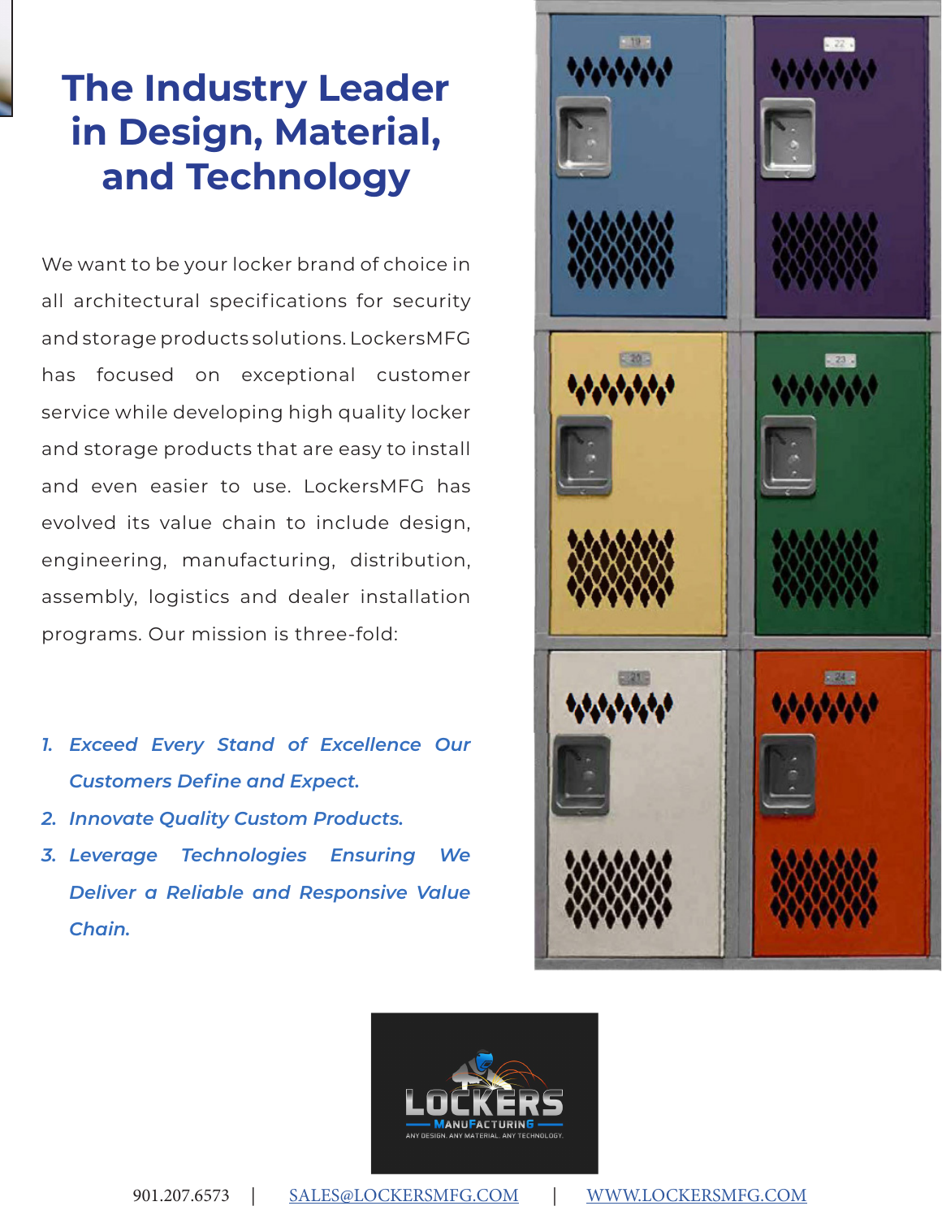# The Industry Leader in Design, Material, and Technology

We want to be your locker brand of choice in all architectural specifications for security and storage products solutions. LockersMFG has focused on exceptional customer service while developing high quality locker and storage products that are easy to install and even easier to use. LockersMFG has evolved its value chain to include design, engineering, manufacturing, distribution, assembly, logistics and dealer installation programs. Our mission is three-fold:

1. *Exceed Every Stand of Excellence Our Customers Define and Expect.*
2. *Innovate Quality Custom Products.*
3. *Leverage Technologies Ensuring We Deliver a Reliable and Responsive Value Chain.*

LOCKERS MANUFACTURING
ANY DESIGN. ANY MATERIAL. ANY TECHNOLOGY.

901.207.6573 | SALES@LOCKERSMFG.COM | WWW.LOCKERSMFG.COM